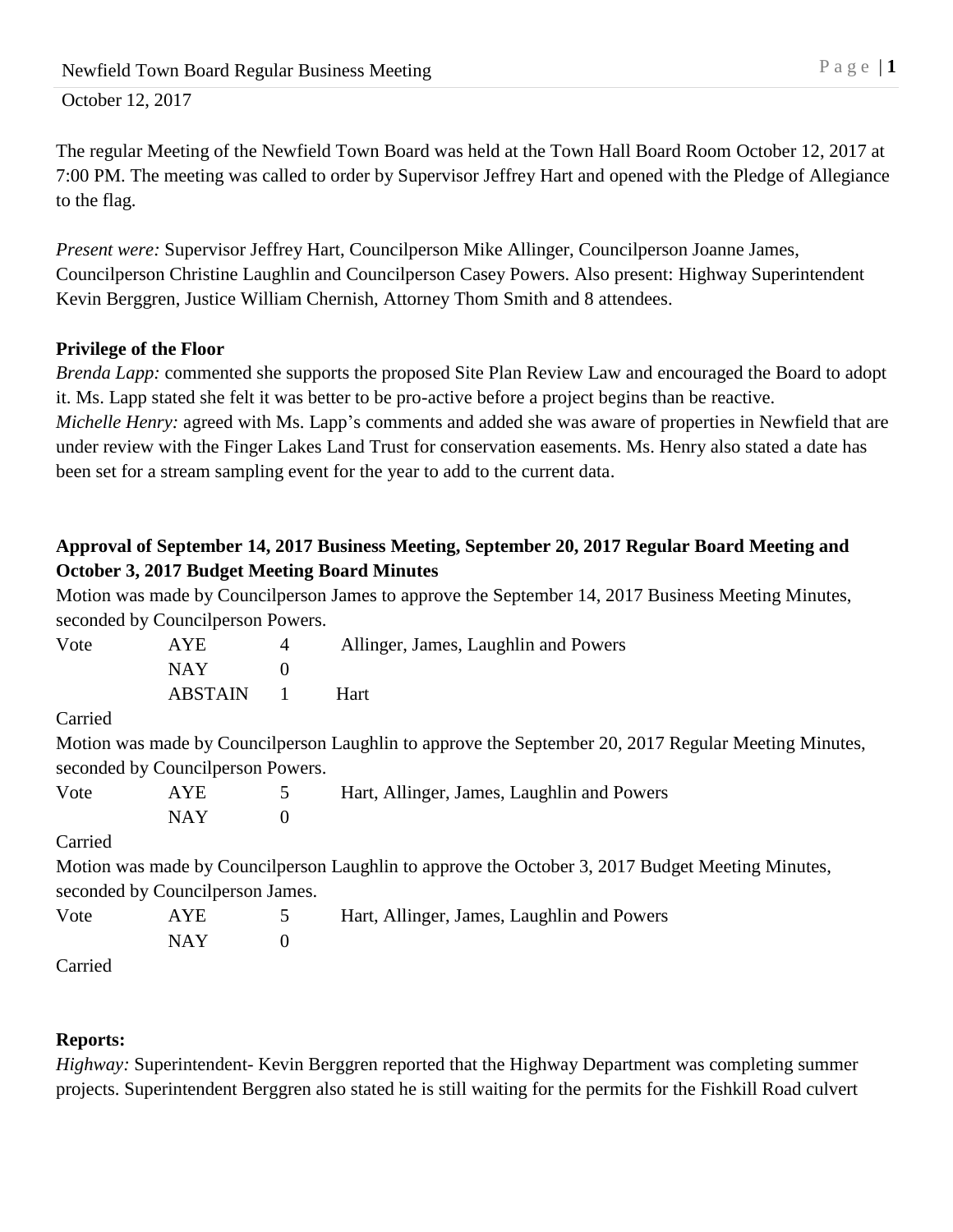The regular Meeting of the Newfield Town Board was held at the Town Hall Board Room October 12, 2017 at 7:00 PM. The meeting was called to order by Supervisor Jeffrey Hart and opened with the Pledge of Allegiance to the flag.

*Present were:* Supervisor Jeffrey Hart, Councilperson Mike Allinger, Councilperson Joanne James, Councilperson Christine Laughlin and Councilperson Casey Powers. Also present: Highway Superintendent Kevin Berggren, Justice William Chernish, Attorney Thom Smith and 8 attendees.

**Privilege of the Floor**

*Brenda Lapp:* commented she supports the proposed Site Plan Review Law and encouraged the Board to adopt it. Ms. Lapp stated she felt it was better to be pro-active before a project begins than be reactive.
*Michelle Henry:* agreed with Ms. Lapp's comments and added she was aware of properties in Newfield that are under review with the Finger Lakes Land Trust for conservation easements. Ms. Henry also stated a date has been set for a stream sampling event for the year to add to the current data.

**Approval of September 14, 2017 Business Meeting, September 20, 2017 Regular Board Meeting and October 3, 2017 Budget Meeting Board Minutes**

Motion was made by Councilperson James to approve the September 14, 2017 Business Meeting Minutes, seconded by Councilperson Powers.

| Vote | AYE | 4 | Allinger, James, Laughlin and Powers |
|---|---|---|---|
| | NAY | 0 | |
| | ABSTAIN | 1 | Hart |

Carried

Motion was made by Councilperson Laughlin to approve the September 20, 2017 Regular Meeting Minutes, seconded by Councilperson Powers.

| Vote | AYE | 5 | Hart, Allinger, James, Laughlin and Powers |
|---|---|---|---|
| | NAY | 0 | |

Carried

Motion was made by Councilperson Laughlin to approve the October 3, 2017 Budget Meeting Minutes, seconded by Councilperson James.

| Vote | AYE | 5 | Hart, Allinger, James, Laughlin and Powers |
|---|---|---|---|
| | NAY | 0 | |

Carried

**Reports:**

*Highway:* Superintendent- Kevin Berggren reported that the Highway Department was completing summer projects. Superintendent Berggren also stated he is still waiting for the permits for the Fishkill Road culvert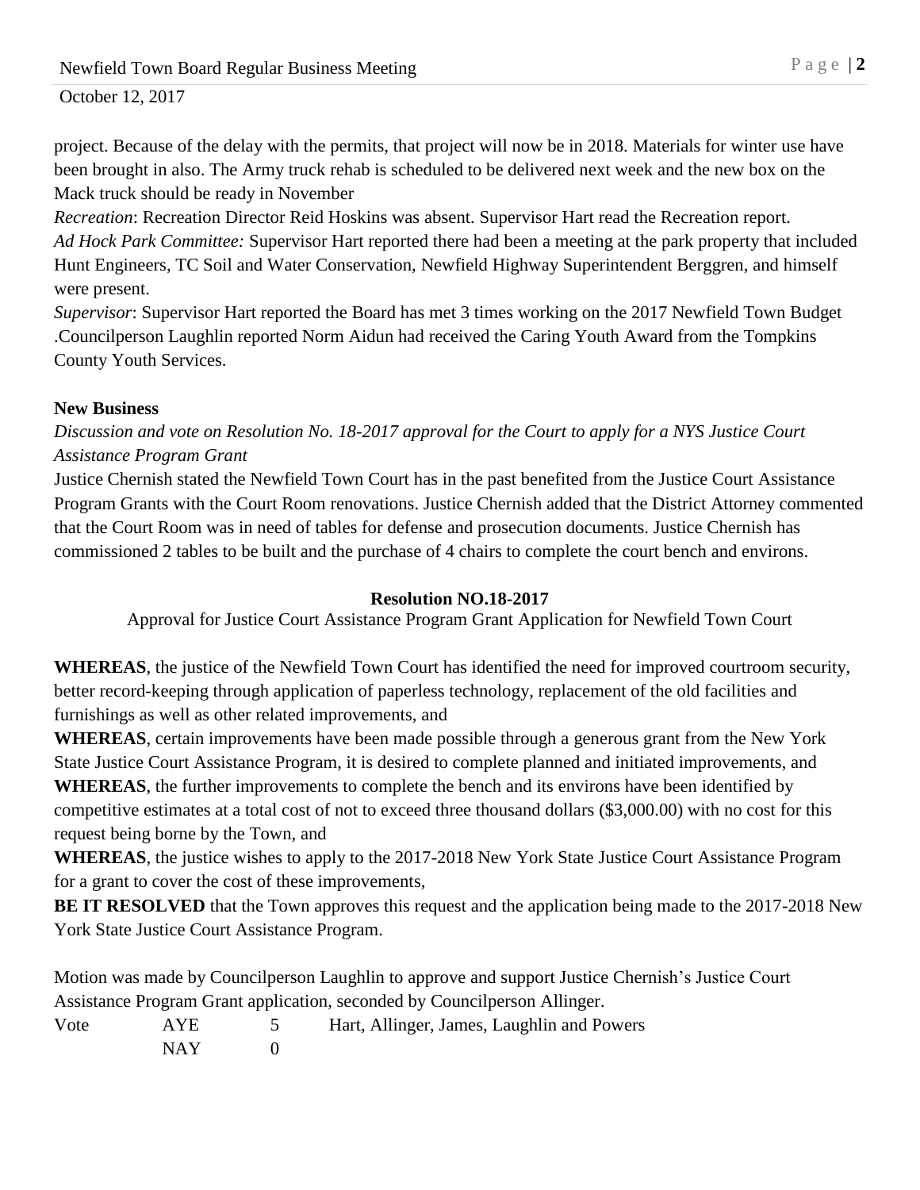project. Because of the delay with the permits, that project will now be in 2018. Materials for winter use have been brought in also. The Army truck rehab is scheduled to be delivered next week and the new box on the Mack truck should be ready in November

*Recreation*: Recreation Director Reid Hoskins was absent. Supervisor Hart read the Recreation report.

*Ad Hock Park Committee:* Supervisor Hart reported there had been a meeting at the park property that included Hunt Engineers, TC Soil and Water Conservation, Newfield Highway Superintendent Berggren, and himself were present.

*Supervisor*: Supervisor Hart reported the Board has met 3 times working on the 2017 Newfield Town Budget .Councilperson Laughlin reported Norm Aidun had received the Caring Youth Award from the Tompkins County Youth Services.

**New Business**

*Discussion and vote on Resolution No. 18-2017 approval for the Court to apply for a NYS Justice Court Assistance Program Grant*

Justice Chernish stated the Newfield Town Court has in the past benefited from the Justice Court Assistance Program Grants with the Court Room renovations. Justice Chernish added that the District Attorney commented that the Court Room was in need of tables for defense and prosecution documents. Justice Chernish has commissioned 2 tables to be built and the purchase of 4 chairs to complete the court bench and environs.

**Resolution NO.18-2017**

Approval for Justice Court Assistance Program Grant Application for Newfield Town Court

**WHEREAS**, the justice of the Newfield Town Court has identified the need for improved courtroom security, better record-keeping through application of paperless technology, replacement of the old facilities and furnishings as well as other related improvements, and

**WHEREAS**, certain improvements have been made possible through a generous grant from the New York State Justice Court Assistance Program, it is desired to complete planned and initiated improvements, and

**WHEREAS**, the further improvements to complete the bench and its environs have been identified by competitive estimates at a total cost of not to exceed three thousand dollars ($3,000.00) with no cost for this request being borne by the Town, and

**WHEREAS**, the justice wishes to apply to the 2017-2018 New York State Justice Court Assistance Program for a grant to cover the cost of these improvements,

**BE IT RESOLVED** that the Town approves this request and the application being made to the 2017-2018 New York State Justice Court Assistance Program.

Motion was made by Councilperson Laughlin to approve and support Justice Chernish's Justice Court Assistance Program Grant application, seconded by Councilperson Allinger.

| Vote | AYE | 5 | Hart, Allinger, James, Laughlin and Powers |
|---|---|---|---|
| | NAY | 0 | |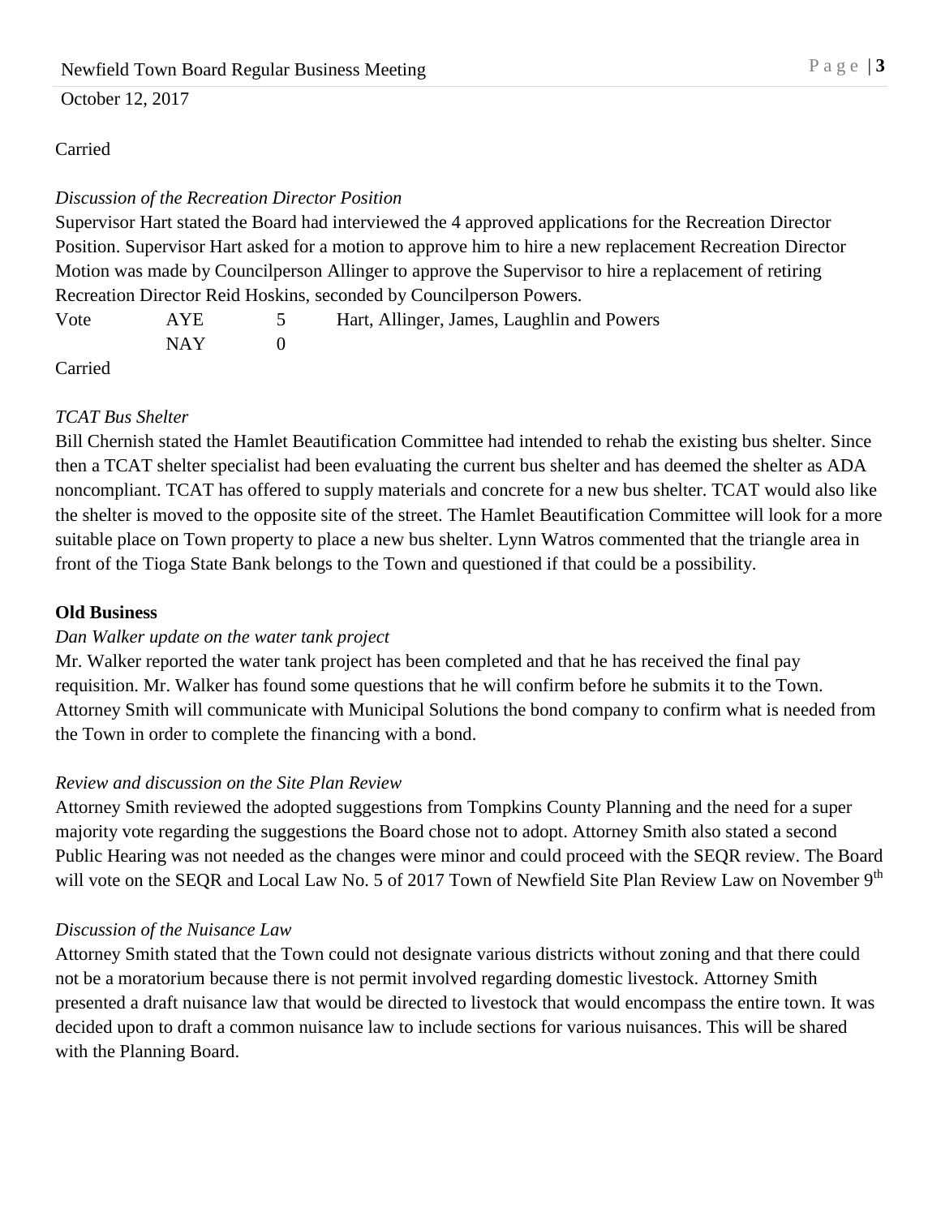Carried

*Discussion of the Recreation Director Position*

Supervisor Hart stated the Board had interviewed the 4 approved applications for the Recreation Director Position. Supervisor Hart asked for a motion to approve him to hire a new replacement Recreation Director Motion was made by Councilperson Allinger to approve the Supervisor to hire a replacement of retiring Recreation Director Reid Hoskins, seconded by Councilperson Powers.

| Vote | AYE | 5 | Hart, Allinger, James, Laughlin and Powers |
|---|---|---|---|
| | NAY | 0 | |

Carried

*TCAT Bus Shelter*

Bill Chernish stated the Hamlet Beautification Committee had intended to rehab the existing bus shelter. Since then a TCAT shelter specialist had been evaluating the current bus shelter and has deemed the shelter as ADA noncompliant. TCAT has offered to supply materials and concrete for a new bus shelter. TCAT would also like the shelter is moved to the opposite site of the street. The Hamlet Beautification Committee will look for a more suitable place on Town property to place a new bus shelter. Lynn Watros commented that the triangle area in front of the Tioga State Bank belongs to the Town and questioned if that could be a possibility.

**Old Business**

*Dan Walker update on the water tank project*

Mr. Walker reported the water tank project has been completed and that he has received the final pay requisition. Mr. Walker has found some questions that he will confirm before he submits it to the Town. Attorney Smith will communicate with Municipal Solutions the bond company to confirm what is needed from the Town in order to complete the financing with a bond.

*Review and discussion on the Site Plan Review*

Attorney Smith reviewed the adopted suggestions from Tompkins County Planning and the need for a super majority vote regarding the suggestions the Board chose not to adopt. Attorney Smith also stated a second Public Hearing was not needed as the changes were minor and could proceed with the SEQR review. The Board will vote on the SEQR and Local Law No. 5 of 2017 Town of Newfield Site Plan Review Law on November 9th

*Discussion of the Nuisance Law*

Attorney Smith stated that the Town could not designate various districts without zoning and that there could not be a moratorium because there is not permit involved regarding domestic livestock. Attorney Smith presented a draft nuisance law that would be directed to livestock that would encompass the entire town. It was decided upon to draft a common nuisance law to include sections for various nuisances. This will be shared with the Planning Board.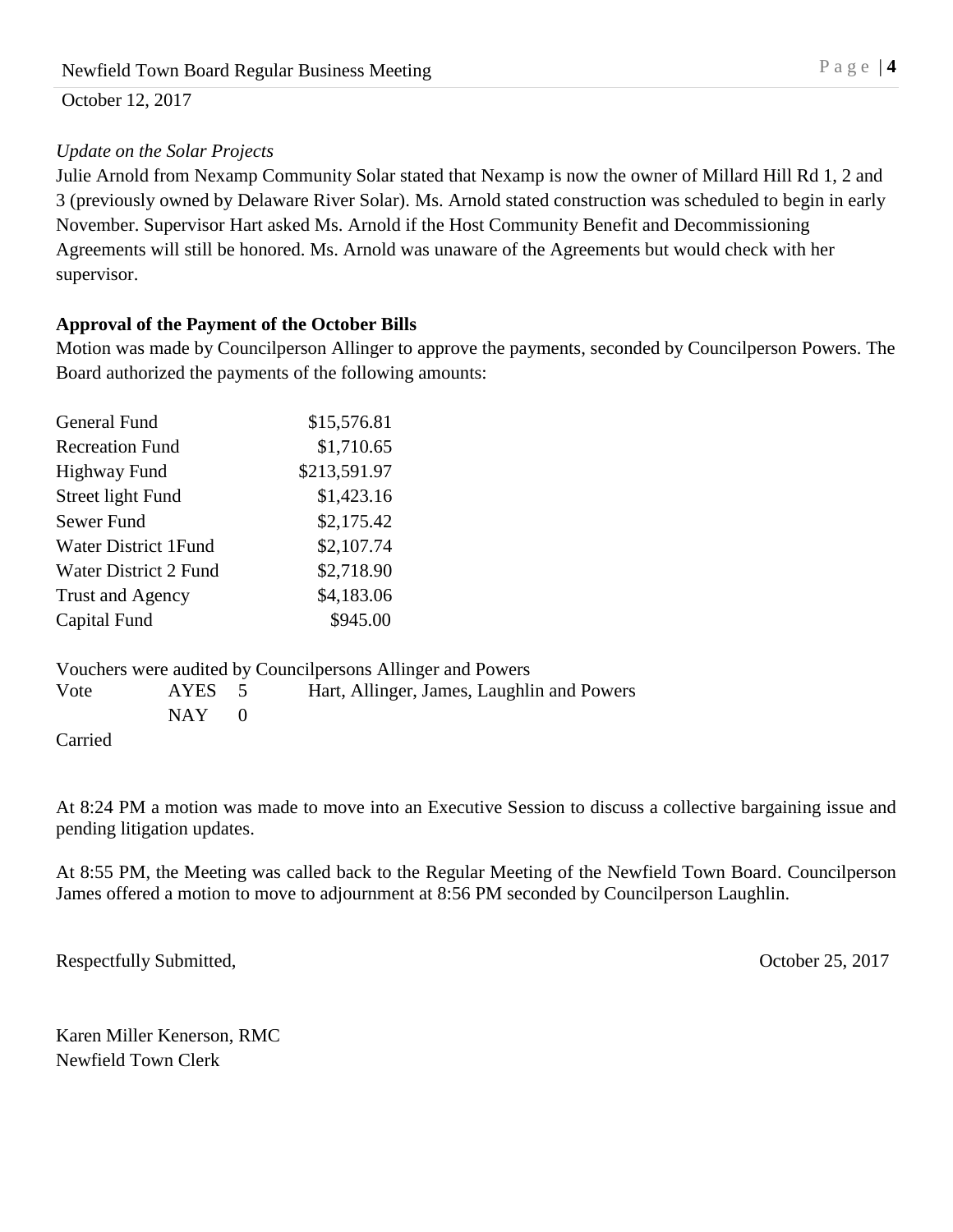*Update on the Solar Projects*

Julie Arnold from Nexamp Community Solar stated that Nexamp is now the owner of Millard Hill Rd 1, 2 and 3 (previously owned by Delaware River Solar). Ms. Arnold stated construction was scheduled to begin in early November. Supervisor Hart asked Ms. Arnold if the Host Community Benefit and Decommissioning Agreements will still be honored. Ms. Arnold was unaware of the Agreements but would check with her supervisor.

**Approval of the Payment of the October Bills**

Motion was made by Councilperson Allinger to approve the payments, seconded by Councilperson Powers. The Board authorized the payments of the following amounts:

| | |
|---|---|
| General Fund | $15,576.81 |
| Recreation Fund | $1,710.65 |
| Highway Fund | $213,591.97 |
| Street light Fund | $1,423.16 |
| Sewer Fund | $2,175.42 |
| Water District 1Fund | $2,107.74 |
| Water District 2 Fund | $2,718.90 |
| Trust and Agency | $4,183.06 |
| Capital Fund | $945.00 |

Vouchers were audited by Councilpersons Allinger and Powers

| | | | |
|---|---|---|---|
| Vote | AYES | 5 | Hart, Allinger, James, Laughlin and Powers |
| | NAY | 0 | |

Carried

At 8:24 PM a motion was made to move into an Executive Session to discuss a collective bargaining issue and pending litigation updates.

At 8:55 PM, the Meeting was called back to the Regular Meeting of the Newfield Town Board. Councilperson James offered a motion to move to adjournment at 8:56 PM seconded by Councilperson Laughlin.

Respectfully Submitted,

October 25, 2017

Karen Miller Kenerson, RMC
Newfield Town Clerk